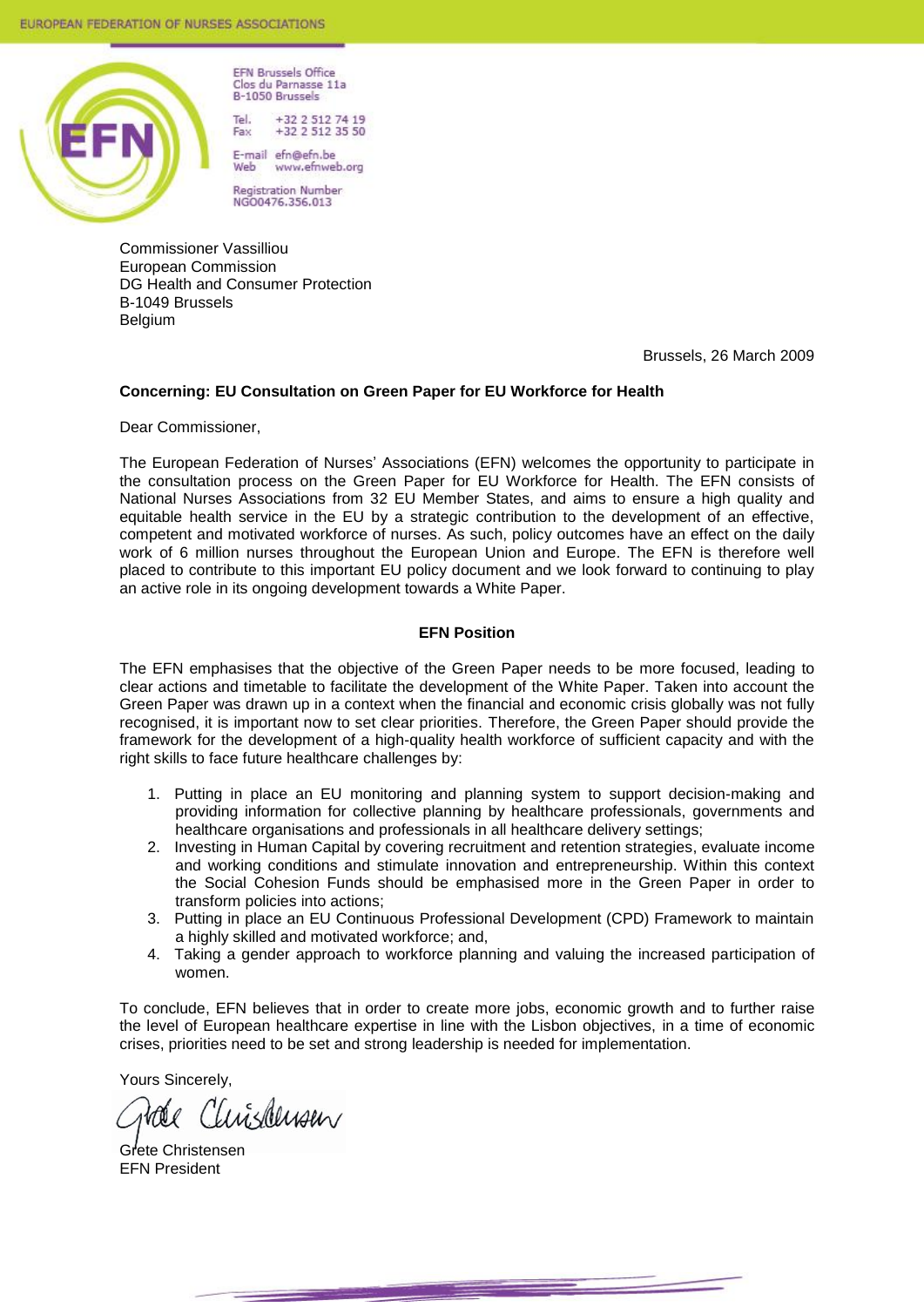EUROPEAN FEDERATION OF NURSES ASSOCIATIONS

EFN Brussels Office
Clos du Parnasse 11a
B-1050 Brussels

Tel. +32 2 512 74 19
Fax +32 2 512 35 50

E-mail efn@efn.be
Web www.efnweb.org

Registration Number
NGO0476.356.013

Commissioner Vassilliou
European Commission
DG Health and Consumer Protection
B-1049 Brussels
Belgium

Brussels, 26 March 2009

**Concerning: EU Consultation on Green Paper for EU Workforce for Health**

Dear Commissioner,

The European Federation of Nurses' Associations (EFN) welcomes the opportunity to participate in the consultation process on the Green Paper for EU Workforce for Health. The EFN consists of National Nurses Associations from 32 EU Member States, and aims to ensure a high quality and equitable health service in the EU by a strategic contribution to the development of an effective, competent and motivated workforce of nurses. As such, policy outcomes have an effect on the daily work of 6 million nurses throughout the European Union and Europe. The EFN is therefore well placed to contribute to this important EU policy document and we look forward to continuing to play an active role in its ongoing development towards a White Paper.

**EFN Position**

The EFN emphasises that the objective of the Green Paper needs to be more focused, leading to clear actions and timetable to facilitate the development of the White Paper. Taken into account the Green Paper was drawn up in a context when the financial and economic crisis globally was not fully recognised, it is important now to set clear priorities. Therefore, the Green Paper should provide the framework for the development of a high-quality health workforce of sufficient capacity and with the right skills to face future healthcare challenges by:

1. Putting in place an EU monitoring and planning system to support decision-making and providing information for collective planning by healthcare professionals, governments and healthcare organisations and professionals in all healthcare delivery settings;
2. Investing in Human Capital by covering recruitment and retention strategies, evaluate income and working conditions and stimulate innovation and entrepreneurship. Within this context the Social Cohesion Funds should be emphasised more in the Green Paper in order to transform policies into actions;
3. Putting in place an EU Continuous Professional Development (CPD) Framework to maintain a highly skilled and motivated workforce; and,
4. Taking a gender approach to workforce planning and valuing the increased participation of women.

To conclude, EFN believes that in order to create more jobs, economic growth and to further raise the level of European healthcare expertise in line with the Lisbon objectives, in a time of economic crises, priorities need to be set and strong leadership is needed for implementation.

Yours Sincerely,

Grete Christensen
EFN President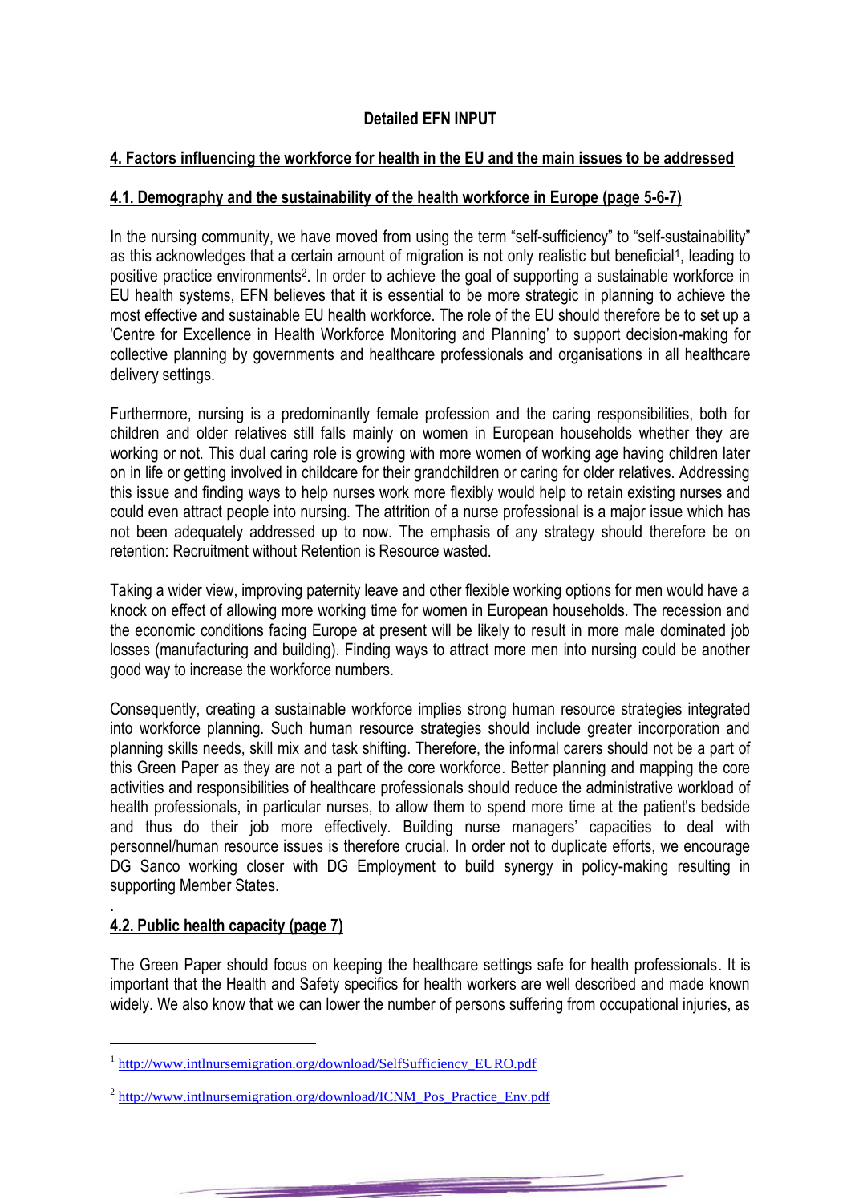**Detailed EFN INPUT**

## 4. Factors influencing the workforce for health in the EU and the main issues to be addressed

### 4.1. Demography and the sustainability of the health workforce in Europe (page 5-6-7)

In the nursing community, we have moved from using the term "self-sufficiency" to "self-sustainability" as this acknowledges that a certain amount of migration is not only realistic but beneficial[1], leading to positive practice environments[2]. In order to achieve the goal of supporting a sustainable workforce in EU health systems, EFN believes that it is essential to be more strategic in planning to achieve the most effective and sustainable EU health workforce. The role of the EU should therefore be to set up a 'Centre for Excellence in Health Workforce Monitoring and Planning' to support decision-making for collective planning by governments and healthcare professionals and organisations in all healthcare delivery settings.

Furthermore, nursing is a predominantly female profession and the caring responsibilities, both for children and older relatives still falls mainly on women in European households whether they are working or not. This dual caring role is growing with more women of working age having children later on in life or getting involved in childcare for their grandchildren or caring for older relatives. Addressing this issue and finding ways to help nurses work more flexibly would help to retain existing nurses and could even attract people into nursing. The attrition of a nurse professional is a major issue which has not been adequately addressed up to now. The emphasis of any strategy should therefore be on retention: Recruitment without Retention is Resource wasted.

Taking a wider view, improving paternity leave and other flexible working options for men would have a knock on effect of allowing more working time for women in European households. The recession and the economic conditions facing Europe at present will be likely to result in more male dominated job losses (manufacturing and building). Finding ways to attract more men into nursing could be another good way to increase the workforce numbers.

Consequently, creating a sustainable workforce implies strong human resource strategies integrated into workforce planning. Such human resource strategies should include greater incorporation and planning skills needs, skill mix and task shifting. Therefore, the informal carers should not be a part of this Green Paper as they are not a part of the core workforce. Better planning and mapping the core activities and responsibilities of healthcare professionals should reduce the administrative workload of health professionals, in particular nurses, to allow them to spend more time at the patient's bedside and thus do their job more effectively. Building nurse managers' capacities to deal with personnel/human resource issues is therefore crucial. In order not to duplicate efforts, we encourage DG Sanco working closer with DG Employment to build synergy in policy-making resulting in supporting Member States.

.

### 4.2. Public health capacity (page 7)

The Green Paper should focus on keeping the healthcare settings safe for health professionals. It is important that the Health and Safety specifics for health workers are well described and made known widely. We also know that we can lower the number of persons suffering from occupational injuries, as

---

[1] http://www.intlnursemigration.org/download/SelfSufficiency_EURO.pdf

[2] http://www.intlnursemigration.org/download/ICNM_Pos_Practice_Env.pdf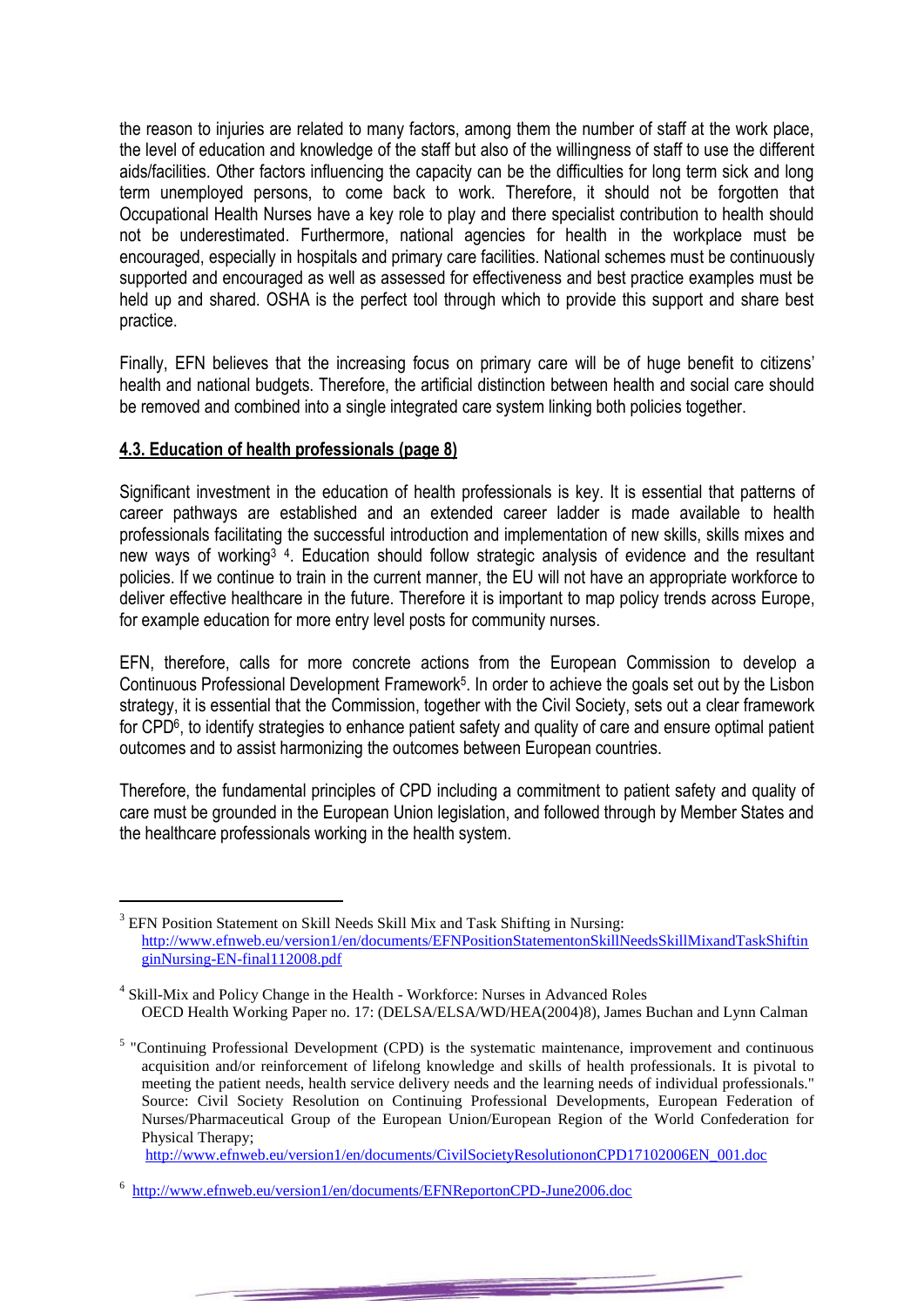the reason to injuries are related to many factors, among them the number of staff at the work place, the level of education and knowledge of the staff but also of the willingness of staff to use the different aids/facilities. Other factors influencing the capacity can be the difficulties for long term sick and long term unemployed persons, to come back to work. Therefore, it should not be forgotten that Occupational Health Nurses have a key role to play and there specialist contribution to health should not be underestimated. Furthermore, national agencies for health in the workplace must be encouraged, especially in hospitals and primary care facilities. National schemes must be continuously supported and encouraged as well as assessed for effectiveness and best practice examples must be held up and shared. OSHA is the perfect tool through which to provide this support and share best practice.

Finally, EFN believes that the increasing focus on primary care will be of huge benefit to citizens' health and national budgets. Therefore, the artificial distinction between health and social care should be removed and combined into a single integrated care system linking both policies together.

### 4.3. Education of health professionals (page 8)

Significant investment in the education of health professionals is key. It is essential that patterns of career pathways are established and an extended career ladder is made available to health professionals facilitating the successful introduction and implementation of new skills, skills mixes and new ways of working[3] [4]. Education should follow strategic analysis of evidence and the resultant policies. If we continue to train in the current manner, the EU will not have an appropriate workforce to deliver effective healthcare in the future. Therefore it is important to map policy trends across Europe, for example education for more entry level posts for community nurses.

EFN, therefore, calls for more concrete actions from the European Commission to develop a Continuous Professional Development Framework[5]. In order to achieve the goals set out by the Lisbon strategy, it is essential that the Commission, together with the Civil Society, sets out a clear framework for CPD[6], to identify strategies to enhance patient safety and quality of care and ensure optimal patient outcomes and to assist harmonizing the outcomes between European countries.

Therefore, the fundamental principles of CPD including a commitment to patient safety and quality of care must be grounded in the European Union legislation, and followed through by Member States and the healthcare professionals working in the health system.

---

[3] EFN Position Statement on Skill Needs Skill Mix and Task Shifting in Nursing: http://www.efnweb.eu/version1/en/documents/EFNPositionStatementonSkillNeedsSkillMixandTaskShiftinginNursing-EN-final112008.pdf

[4] Skill-Mix and Policy Change in the Health - Workforce: Nurses in Advanced Roles OECD Health Working Paper no. 17: (DELSA/ELSA/WD/HEA(2004)8), James Buchan and Lynn Calman

[5] "Continuing Professional Development (CPD) is the systematic maintenance, improvement and continuous acquisition and/or reinforcement of lifelong knowledge and skills of health professionals. It is pivotal to meeting the patient needs, health service delivery needs and the learning needs of individual professionals." Source: Civil Society Resolution on Continuing Professional Developments, European Federation of Nurses/Pharmaceutical Group of the European Union/European Region of the World Confederation for Physical Therapy; http://www.efnweb.eu/version1/en/documents/CivilSocietyResolutiononCPD17102006EN_001.doc

[6] http://www.efnweb.eu/version1/en/documents/EFNReportonCPD-June2006.doc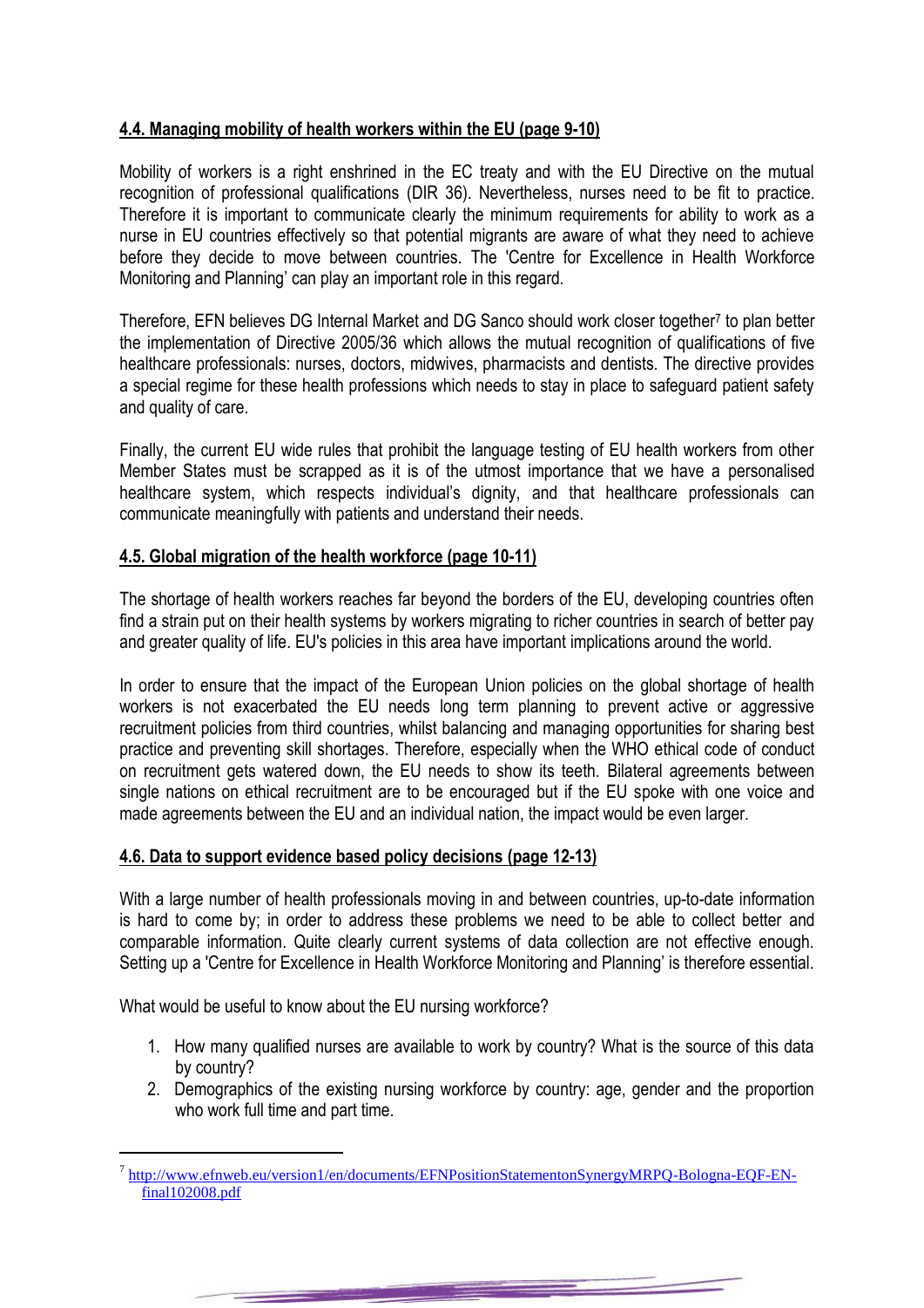### 4.4. Managing mobility of health workers within the EU (page 9-10)

Mobility of workers is a right enshrined in the EC treaty and with the EU Directive on the mutual recognition of professional qualifications (DIR 36). Nevertheless, nurses need to be fit to practice. Therefore it is important to communicate clearly the minimum requirements for ability to work as a nurse in EU countries effectively so that potential migrants are aware of what they need to achieve before they decide to move between countries. The 'Centre for Excellence in Health Workforce Monitoring and Planning' can play an important role in this regard.

Therefore, EFN believes DG Internal Market and DG Sanco should work closer together[7] to plan better the implementation of Directive 2005/36 which allows the mutual recognition of qualifications of five healthcare professionals: nurses, doctors, midwives, pharmacists and dentists. The directive provides a special regime for these health professions which needs to stay in place to safeguard patient safety and quality of care.

Finally, the current EU wide rules that prohibit the language testing of EU health workers from other Member States must be scrapped as it is of the utmost importance that we have a personalised healthcare system, which respects individual's dignity, and that healthcare professionals can communicate meaningfully with patients and understand their needs.

### 4.5. Global migration of the health workforce (page 10-11)

The shortage of health workers reaches far beyond the borders of the EU, developing countries often find a strain put on their health systems by workers migrating to richer countries in search of better pay and greater quality of life. EU's policies in this area have important implications around the world.

In order to ensure that the impact of the European Union policies on the global shortage of health workers is not exacerbated the EU needs long term planning to prevent active or aggressive recruitment policies from third countries, whilst balancing and managing opportunities for sharing best practice and preventing skill shortages. Therefore, especially when the WHO ethical code of conduct on recruitment gets watered down, the EU needs to show its teeth. Bilateral agreements between single nations on ethical recruitment are to be encouraged but if the EU spoke with one voice and made agreements between the EU and an individual nation, the impact would be even larger.

### 4.6. Data to support evidence based policy decisions (page 12-13)

With a large number of health professionals moving in and between countries, up-to-date information is hard to come by; in order to address these problems we need to be able to collect better and comparable information. Quite clearly current systems of data collection are not effective enough. Setting up a 'Centre for Excellence in Health Workforce Monitoring and Planning' is therefore essential.

What would be useful to know about the EU nursing workforce?

1. How many qualified nurses are available to work by country? What is the source of this data by country?
2. Demographics of the existing nursing workforce by country: age, gender and the proportion who work full time and part time.

---

[7] http://www.efnweb.eu/version1/en/documents/EFNPositionStatementonSynergyMRPQ-Bologna-EQF-EN-final102008.pdf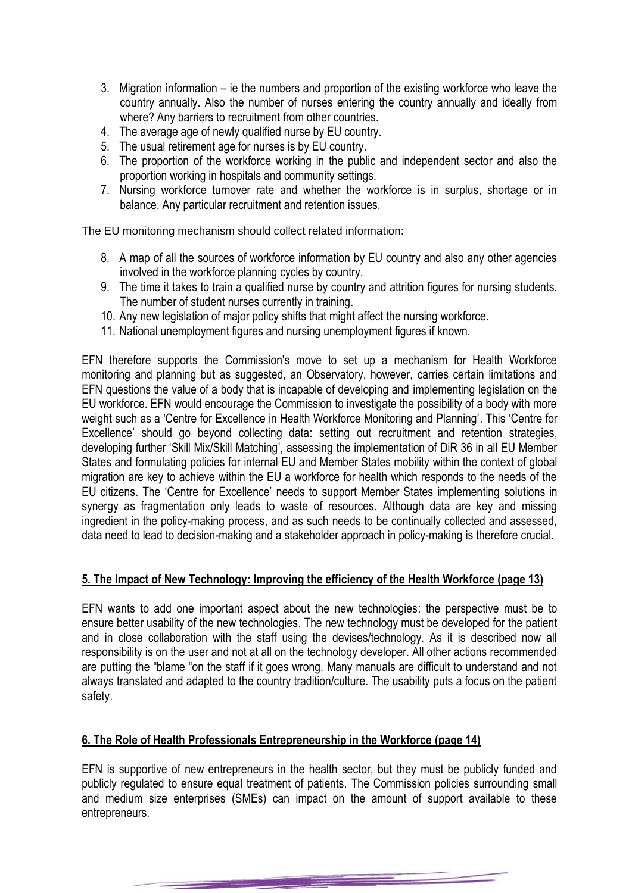3. Migration information – ie the numbers and proportion of the existing workforce who leave the country annually. Also the number of nurses entering the country annually and ideally from where? Any barriers to recruitment from other countries.
4. The average age of newly qualified nurse by EU country.
5. The usual retirement age for nurses is by EU country.
6. The proportion of the workforce working in the public and independent sector and also the proportion working in hospitals and community settings.
7. Nursing workforce turnover rate and whether the workforce is in surplus, shortage or in balance. Any particular recruitment and retention issues.

The EU monitoring mechanism should collect related information:

8. A map of all the sources of workforce information by EU country and also any other agencies involved in the workforce planning cycles by country.
9. The time it takes to train a qualified nurse by country and attrition figures for nursing students. The number of student nurses currently in training.
10. Any new legislation of major policy shifts that might affect the nursing workforce.
11. National unemployment figures and nursing unemployment figures if known.

EFN therefore supports the Commission's move to set up a mechanism for Health Workforce monitoring and planning but as suggested, an Observatory, however, carries certain limitations and EFN questions the value of a body that is incapable of developing and implementing legislation on the EU workforce. EFN would encourage the Commission to investigate the possibility of a body with more weight such as a 'Centre for Excellence in Health Workforce Monitoring and Planning'. This 'Centre for Excellence' should go beyond collecting data: setting out recruitment and retention strategies, developing further 'Skill Mix/Skill Matching', assessing the implementation of DiR 36 in all EU Member States and formulating policies for internal EU and Member States mobility within the context of global migration are key to achieve within the EU a workforce for health which responds to the needs of the EU citizens. The 'Centre for Excellence' needs to support Member States implementing solutions in synergy as fragmentation only leads to waste of resources. Although data are key and missing ingredient in the policy-making process, and as such needs to be continually collected and assessed, data need to lead to decision-making and a stakeholder approach in policy-making is therefore crucial.

## 5. The Impact of New Technology: Improving the efficiency of the Health Workforce (page 13)

EFN wants to add one important aspect about the new technologies: the perspective must be to ensure better usability of the new technologies. The new technology must be developed for the patient and in close collaboration with the staff using the devises/technology. As it is described now all responsibility is on the user and not at all on the technology developer. All other actions recommended are putting the "blame "on the staff if it goes wrong. Many manuals are difficult to understand and not always translated and adapted to the country tradition/culture. The usability puts a focus on the patient safety.

## 6. The Role of Health Professionals Entrepreneurship in the Workforce (page 14)

EFN is supportive of new entrepreneurs in the health sector, but they must be publicly funded and publicly regulated to ensure equal treatment of patients. The Commission policies surrounding small and medium size enterprises (SMEs) can impact on the amount of support available to these entrepreneurs.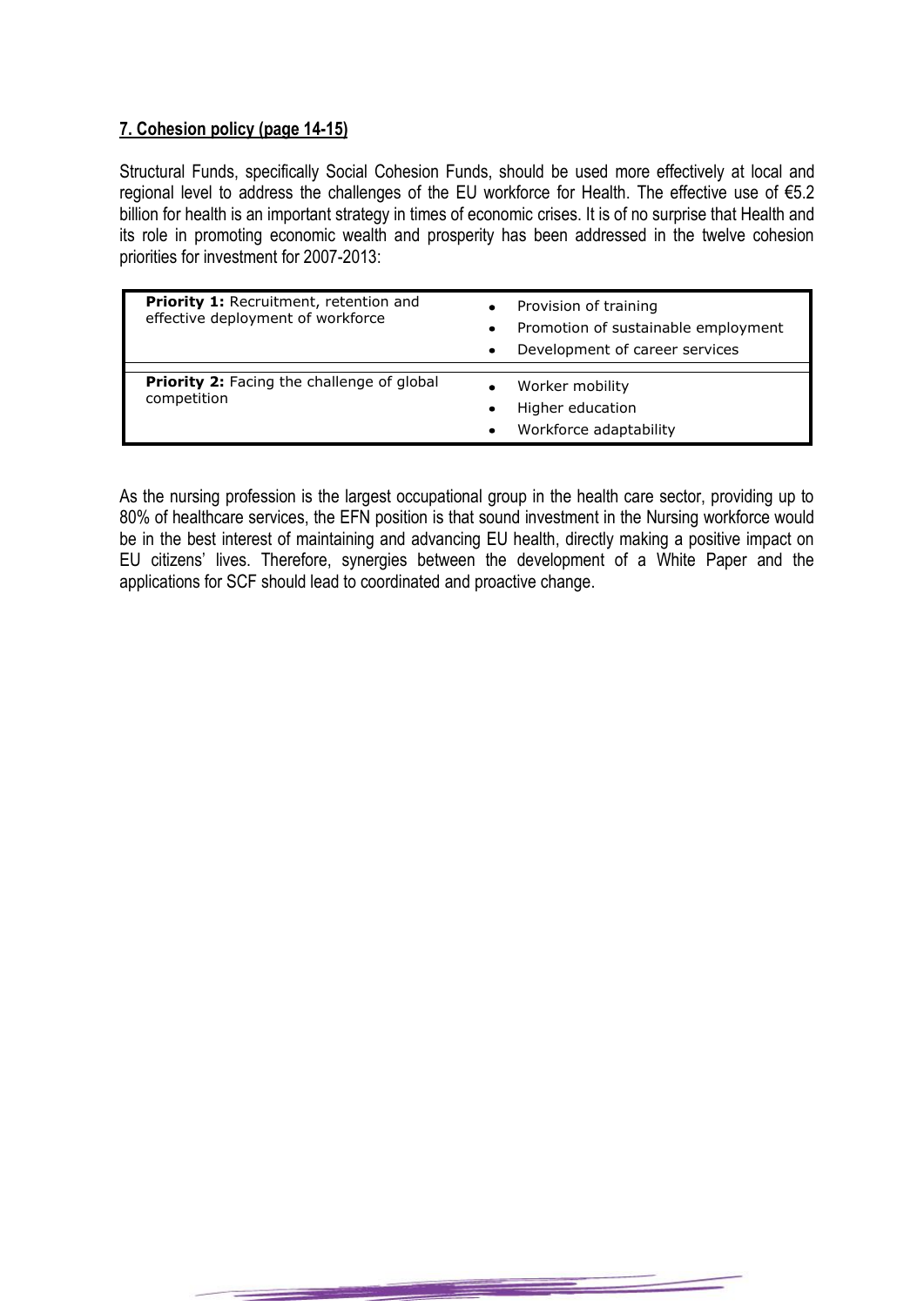## 7. Cohesion policy (page 14-15)

Structural Funds, specifically Social Cohesion Funds, should be used more effectively at local and regional level to address the challenges of the EU workforce for Health. The effective use of €5.2 billion for health is an important strategy in times of economic crises. It is of no surprise that Health and its role in promoting economic wealth and prosperity has been addressed in the twelve cohesion priorities for investment for 2007-2013:

| | |
|---|---|
| **Priority 1:** Recruitment, retention and effective deployment of workforce | • Provision of training<br>• Promotion of sustainable employment<br>• Development of career services |
| **Priority 2:** Facing the challenge of global competition | • Worker mobility<br>• Higher education<br>• Workforce adaptability |

As the nursing profession is the largest occupational group in the health care sector, providing up to 80% of healthcare services, the EFN position is that sound investment in the Nursing workforce would be in the best interest of maintaining and advancing EU health, directly making a positive impact on EU citizens' lives. Therefore, synergies between the development of a White Paper and the applications for SCF should lead to coordinated and proactive change.